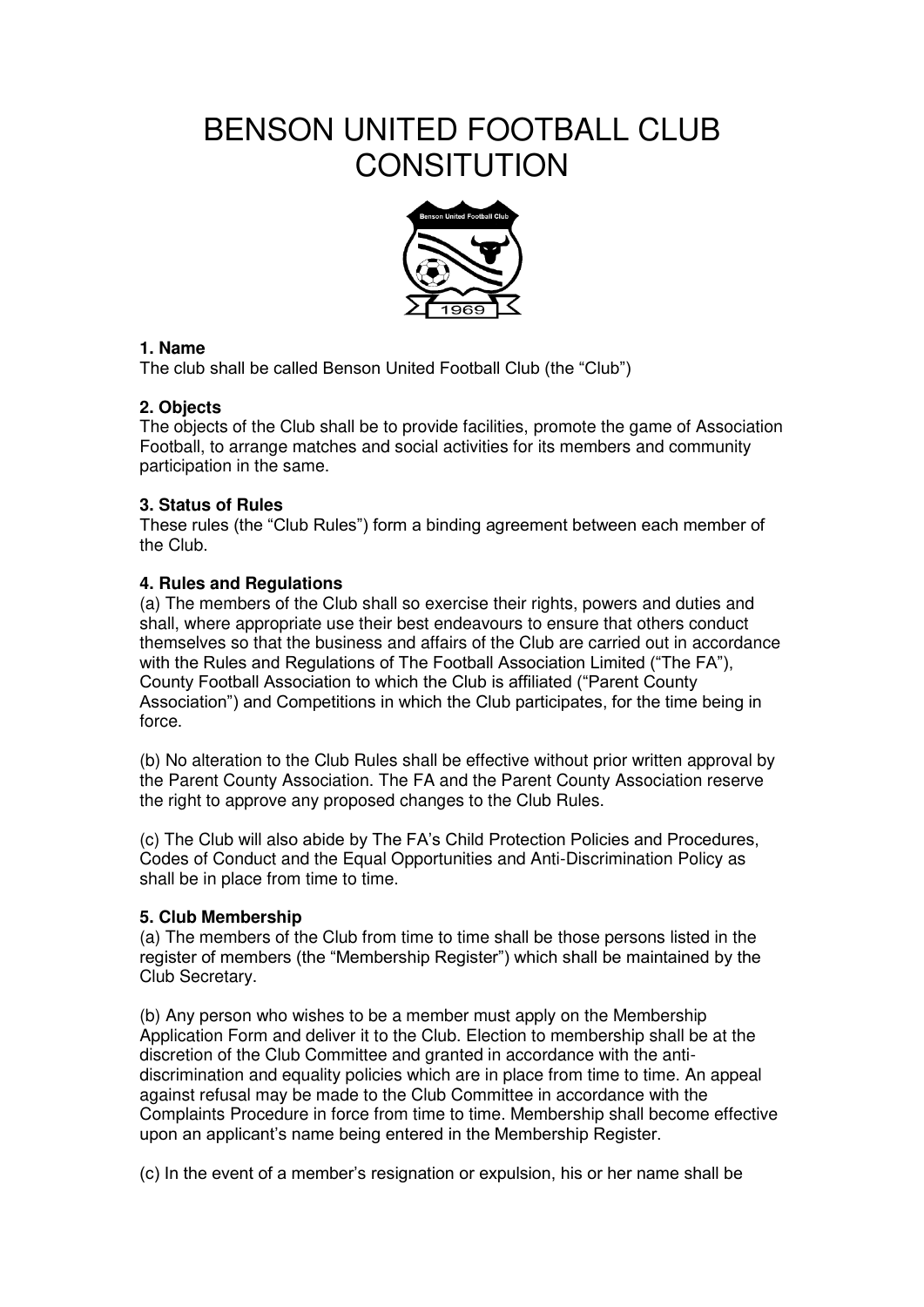# BENSON UNITED FOOTBALL CLUB CONSITUTION

### 1. Name

The club shall be called Benson United Football Club (the "Club")

### 2. Objects

The objects of the Club shall be to provide facilities, promote the game of Association Football, to arrange matches and social activities for its members and community participation in the same.

### 3. Status of Rules

These rules (the "Club Rules") form a binding agreement between each member of the Club.

### 4. Rules and Regulations

(a) The members of the Club shall so exercise their rights, powers and duties and shall, where appropriate use their best endeavours to ensure that others conduct themselves so that the business and affairs of the Club are carried out in accordance with the Rules and Regulations of The Football Association Limited ("The FA"), County Football Association to which the Club is affiliated ("Parent County Association") and Competitions in which the Club participates, for the time being in force.

(b) No alteration to the Club Rules shall be effective without prior written approval by the Parent County Association. The FA and the Parent County Association reserve the right to approve any proposed changes to the Club Rules.

(c) The Club will also abide by The FA's Child Protection Policies and Procedures, Codes of Conduct and the Equal Opportunities and Anti-Discrimination Policy as shall be in place from time to time.

### 5. Club Membership

(a) The members of the Club from time to time shall be those persons listed in the register of members (the "Membership Register") which shall be maintained by the Club Secretary.

(b) Any person who wishes to be a member must apply on the Membership Application Form and deliver it to the Club. Election to membership shall be at the discretion of the Club Committee and granted in accordance with the anti-discrimination and equality policies which are in place from time to time. An appeal against refusal may be made to the Club Committee in accordance with the Complaints Procedure in force from time to time. Membership shall become effective upon an applicant's name being entered in the Membership Register.

(c) In the event of a member's resignation or expulsion, his or her name shall be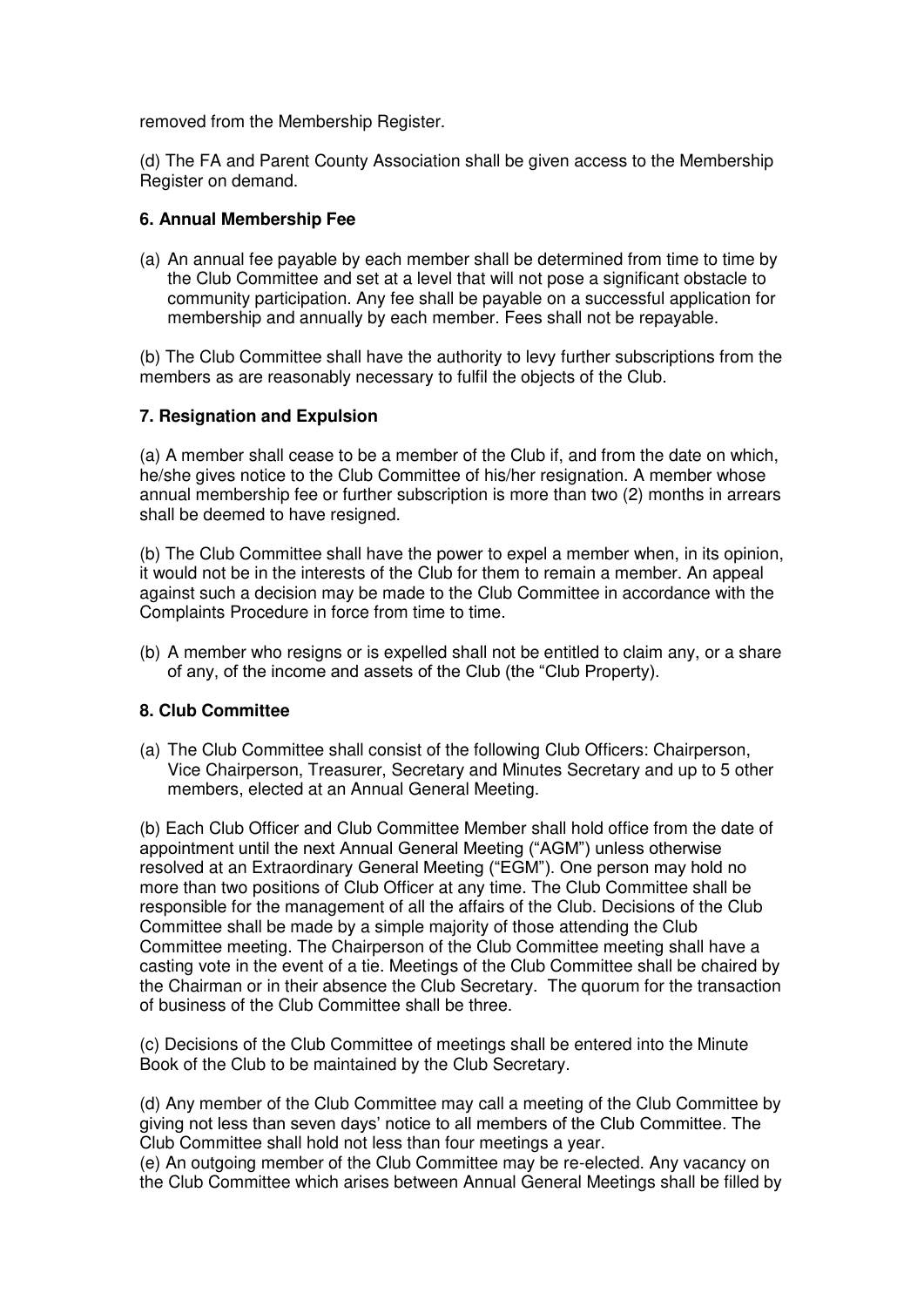removed from the Membership Register.

(d) The FA and Parent County Association shall be given access to the Membership Register on demand.

**6. Annual Membership Fee**

(a) An annual fee payable by each member shall be determined from time to time by the Club Committee and set at a level that will not pose a significant obstacle to community participation. Any fee shall be payable on a successful application for membership and annually by each member. Fees shall not be repayable.

(b) The Club Committee shall have the authority to levy further subscriptions from the members as are reasonably necessary to fulfil the objects of the Club.

**7. Resignation and Expulsion**

(a) A member shall cease to be a member of the Club if, and from the date on which, he/she gives notice to the Club Committee of his/her resignation. A member whose annual membership fee or further subscription is more than two (2) months in arrears shall be deemed to have resigned.

(b) The Club Committee shall have the power to expel a member when, in its opinion, it would not be in the interests of the Club for them to remain a member. An appeal against such a decision may be made to the Club Committee in accordance with the Complaints Procedure in force from time to time.

(b) A member who resigns or is expelled shall not be entitled to claim any, or a share of any, of the income and assets of the Club (the "Club Property).

**8. Club Committee**

(a) The Club Committee shall consist of the following Club Officers: Chairperson, Vice Chairperson, Treasurer, Secretary and Minutes Secretary and up to 5 other members, elected at an Annual General Meeting.

(b) Each Club Officer and Club Committee Member shall hold office from the date of appointment until the next Annual General Meeting ("AGM") unless otherwise resolved at an Extraordinary General Meeting ("EGM"). One person may hold no more than two positions of Club Officer at any time. The Club Committee shall be responsible for the management of all the affairs of the Club. Decisions of the Club Committee shall be made by a simple majority of those attending the Club Committee meeting. The Chairperson of the Club Committee meeting shall have a casting vote in the event of a tie. Meetings of the Club Committee shall be chaired by the Chairman or in their absence the Club Secretary. The quorum for the transaction of business of the Club Committee shall be three.

(c) Decisions of the Club Committee of meetings shall be entered into the Minute Book of the Club to be maintained by the Club Secretary.

(d) Any member of the Club Committee may call a meeting of the Club Committee by giving not less than seven days' notice to all members of the Club Committee. The Club Committee shall hold not less than four meetings a year.

(e) An outgoing member of the Club Committee may be re-elected. Any vacancy on the Club Committee which arises between Annual General Meetings shall be filled by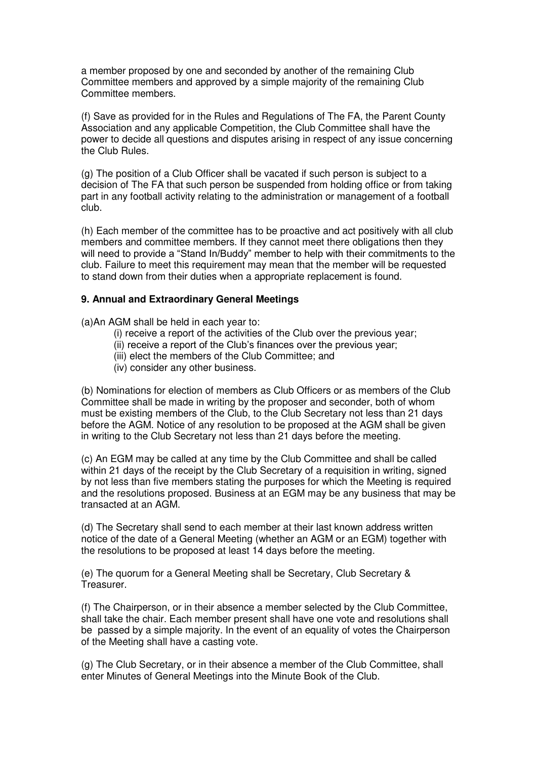a member proposed by one and seconded by another of the remaining Club Committee members and approved by a simple majority of the remaining Club Committee members.

(f) Save as provided for in the Rules and Regulations of The FA, the Parent County Association and any applicable Competition, the Club Committee shall have the power to decide all questions and disputes arising in respect of any issue concerning the Club Rules.

(g) The position of a Club Officer shall be vacated if such person is subject to a decision of The FA that such person be suspended from holding office or from taking part in any football activity relating to the administration or management of a football club.

(h) Each member of the committee has to be proactive and act positively with all club members and committee members. If they cannot meet there obligations then they will need to provide a "Stand In/Buddy" member to help with their commitments to the club. Failure to meet this requirement may mean that the member will be requested to stand down from their duties when a appropriate replacement is found.

**9. Annual and Extraordinary General Meetings**

(a)An AGM shall be held in each year to:

(i) receive a report of the activities of the Club over the previous year;
(ii) receive a report of the Club's finances over the previous year;
(iii) elect the members of the Club Committee; and
(iv) consider any other business.

(b) Nominations for election of members as Club Officers or as members of the Club Committee shall be made in writing by the proposer and seconder, both of whom must be existing members of the Club, to the Club Secretary not less than 21 days before the AGM. Notice of any resolution to be proposed at the AGM shall be given in writing to the Club Secretary not less than 21 days before the meeting.

(c) An EGM may be called at any time by the Club Committee and shall be called within 21 days of the receipt by the Club Secretary of a requisition in writing, signed by not less than five members stating the purposes for which the Meeting is required and the resolutions proposed. Business at an EGM may be any business that may be transacted at an AGM.

(d) The Secretary shall send to each member at their last known address written notice of the date of a General Meeting (whether an AGM or an EGM) together with the resolutions to be proposed at least 14 days before the meeting.

(e) The quorum for a General Meeting shall be Secretary, Club Secretary & Treasurer.

(f) The Chairperson, or in their absence a member selected by the Club Committee, shall take the chair. Each member present shall have one vote and resolutions shall be passed by a simple majority. In the event of an equality of votes the Chairperson of the Meeting shall have a casting vote.

(g) The Club Secretary, or in their absence a member of the Club Committee, shall enter Minutes of General Meetings into the Minute Book of the Club.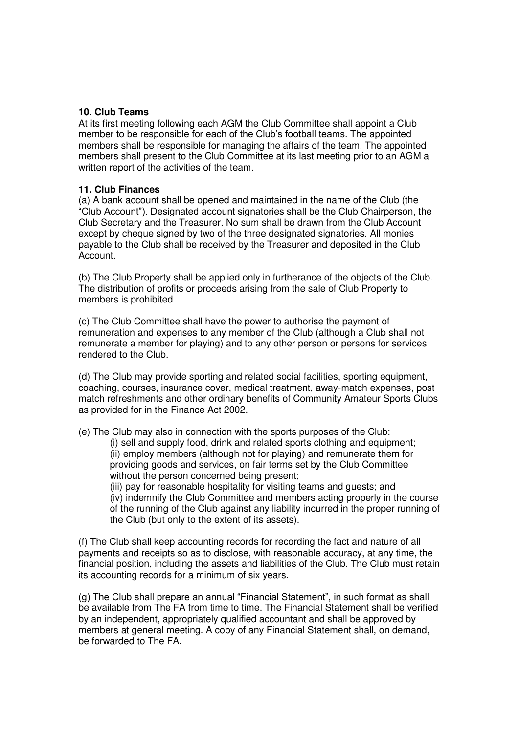**10. Club Teams**

At its first meeting following each AGM the Club Committee shall appoint a Club member to be responsible for each of the Club's football teams. The appointed members shall be responsible for managing the affairs of the team. The appointed members shall present to the Club Committee at its last meeting prior to an AGM a written report of the activities of the team.

**11. Club Finances**

(a) A bank account shall be opened and maintained in the name of the Club (the "Club Account"). Designated account signatories shall be the Club Chairperson, the Club Secretary and the Treasurer. No sum shall be drawn from the Club Account except by cheque signed by two of the three designated signatories. All monies payable to the Club shall be received by the Treasurer and deposited in the Club Account.

(b) The Club Property shall be applied only in furtherance of the objects of the Club. The distribution of profits or proceeds arising from the sale of Club Property to members is prohibited.

(c) The Club Committee shall have the power to authorise the payment of remuneration and expenses to any member of the Club (although a Club shall not remunerate a member for playing) and to any other person or persons for services rendered to the Club.

(d) The Club may provide sporting and related social facilities, sporting equipment, coaching, courses, insurance cover, medical treatment, away-match expenses, post match refreshments and other ordinary benefits of Community Amateur Sports Clubs as provided for in the Finance Act 2002.

(e) The Club may also in connection with the sports purposes of the Club:

(i) sell and supply food, drink and related sports clothing and equipment;
(ii) employ members (although not for playing) and remunerate them for providing goods and services, on fair terms set by the Club Committee without the person concerned being present;
(iii) pay for reasonable hospitality for visiting teams and guests; and
(iv) indemnify the Club Committee and members acting properly in the course of the running of the Club against any liability incurred in the proper running of the Club (but only to the extent of its assets).

(f) The Club shall keep accounting records for recording the fact and nature of all payments and receipts so as to disclose, with reasonable accuracy, at any time, the financial position, including the assets and liabilities of the Club. The Club must retain its accounting records for a minimum of six years.

(g) The Club shall prepare an annual "Financial Statement", in such format as shall be available from The FA from time to time. The Financial Statement shall be verified by an independent, appropriately qualified accountant and shall be approved by members at general meeting. A copy of any Financial Statement shall, on demand, be forwarded to The FA.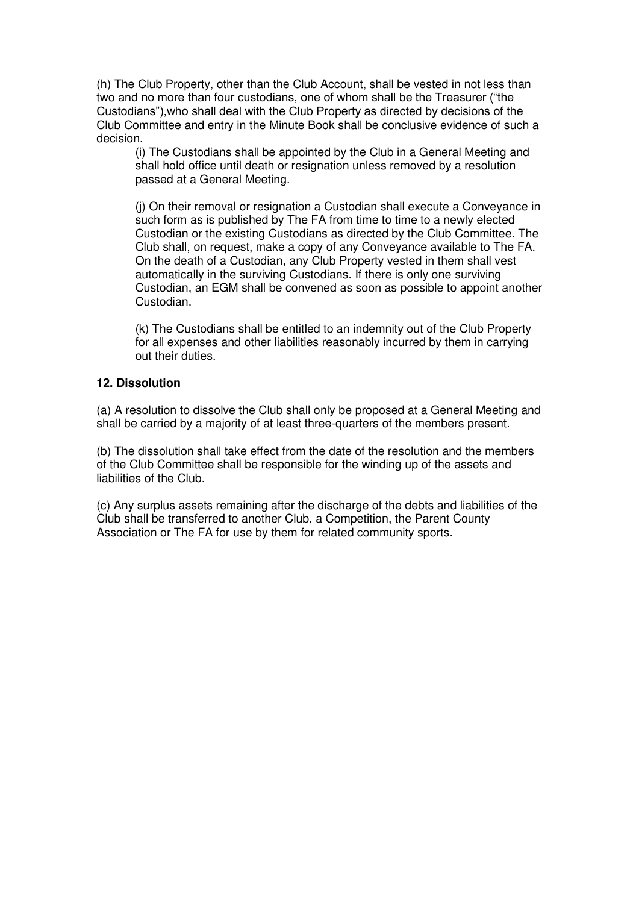(h) The Club Property, other than the Club Account, shall be vested in not less than two and no more than four custodians, one of whom shall be the Treasurer ("the Custodians"),who shall deal with the Club Property as directed by decisions of the Club Committee and entry in the Minute Book shall be conclusive evidence of such a decision.

(i) The Custodians shall be appointed by the Club in a General Meeting and shall hold office until death or resignation unless removed by a resolution passed at a General Meeting.

(j) On their removal or resignation a Custodian shall execute a Conveyance in such form as is published by The FA from time to time to a newly elected Custodian or the existing Custodians as directed by the Club Committee. The Club shall, on request, make a copy of any Conveyance available to The FA. On the death of a Custodian, any Club Property vested in them shall vest automatically in the surviving Custodians. If there is only one surviving Custodian, an EGM shall be convened as soon as possible to appoint another Custodian.

(k) The Custodians shall be entitled to an indemnity out of the Club Property for all expenses and other liabilities reasonably incurred by them in carrying out their duties.

**12. Dissolution**

(a) A resolution to dissolve the Club shall only be proposed at a General Meeting and shall be carried by a majority of at least three-quarters of the members present.

(b) The dissolution shall take effect from the date of the resolution and the members of the Club Committee shall be responsible for the winding up of the assets and liabilities of the Club.

(c) Any surplus assets remaining after the discharge of the debts and liabilities of the Club shall be transferred to another Club, a Competition, the Parent County Association or The FA for use by them for related community sports.